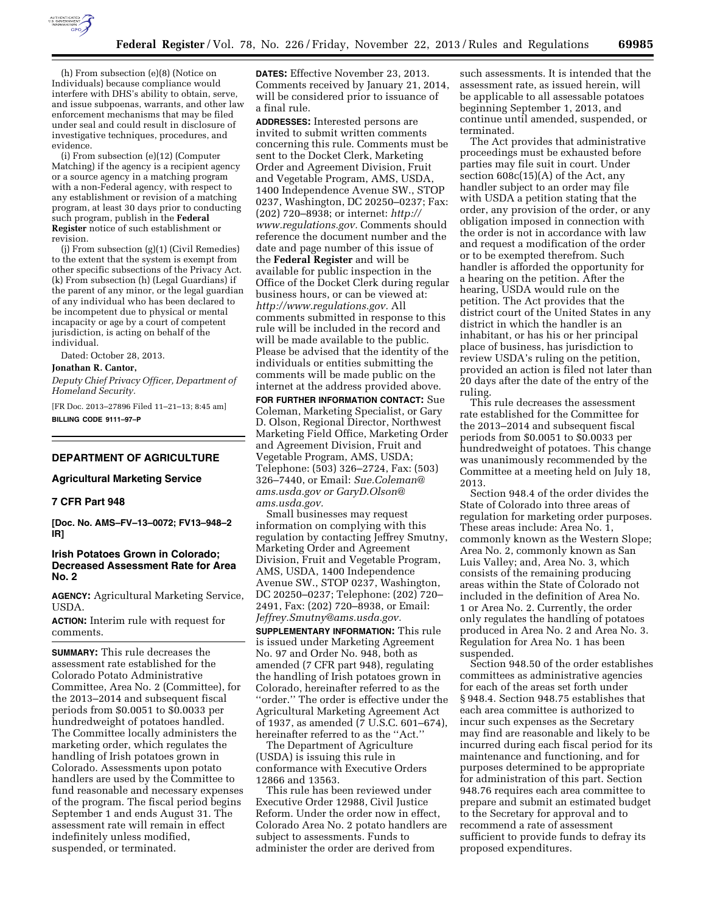(h) From subsection (e)(8) (Notice on Individuals) because compliance would interfere with DHS's ability to obtain, serve, and issue subpoenas, warrants, and other law enforcement mechanisms that may be filed under seal and could result in disclosure of investigative techniques, procedures, and evidence.

(i) From subsection (e)(12) (Computer Matching) if the agency is a recipient agency or a source agency in a matching program with a non-Federal agency, with respect to any establishment or revision of a matching program, at least 30 days prior to conducting such program, publish in the **Federal Register** notice of such establishment or revision.

(j) From subsection (g)(1) (Civil Remedies) to the extent that the system is exempt from other specific subsections of the Privacy Act.

(k) From subsection (h) (Legal Guardians) if the parent of any minor, or the legal guardian of any individual who has been declared to be incompetent due to physical or mental incapacity or age by a court of competent jurisdiction, is acting on behalf of the individual.

Dated: October 28, 2013.

**Jonathan R. Cantor,**

*Deputy Chief Privacy Officer, Department of Homeland Security.*

[FR Doc. 2013–27896 Filed 11–21–13; 8:45 am]

**BILLING CODE 9111–97–P**

---

## DEPARTMENT OF AGRICULTURE

### Agricultural Marketing Service

### 7 CFR Part 948

**[Doc. No. AMS–FV–13–0072; FV13–948–2 IR]**

### Irish Potatoes Grown in Colorado; Decreased Assessment Rate for Area No. 2

**AGENCY:** Agricultural Marketing Service, USDA.

**ACTION:** Interim rule with request for comments.

**SUMMARY:** This rule decreases the assessment rate established for the Colorado Potato Administrative Committee, Area No. 2 (Committee), for the 2013–2014 and subsequent fiscal periods from $0.0051 to $0.0033 per hundredweight of potatoes handled. The Committee locally administers the marketing order, which regulates the handling of Irish potatoes grown in Colorado. Assessments upon potato handlers are used by the Committee to fund reasonable and necessary expenses of the program. The fiscal period begins September 1 and ends August 31. The assessment rate will remain in effect indefinitely unless modified, suspended, or terminated.

**DATES:** Effective November 23, 2013. Comments received by January 21, 2014, will be considered prior to issuance of a final rule.

**ADDRESSES:** Interested persons are invited to submit written comments concerning this rule. Comments must be sent to the Docket Clerk, Marketing Order and Agreement Division, Fruit and Vegetable Program, AMS, USDA, 1400 Independence Avenue SW., STOP 0237, Washington, DC 20250–0237; Fax: (202) 720–8938; or internet: *http://www.regulations.gov.* Comments should reference the document number and the date and page number of this issue of the **Federal Register** and will be available for public inspection in the Office of the Docket Clerk during regular business hours, or can be viewed at: *http://www.regulations.gov.* All comments submitted in response to this rule will be included in the record and will be made available to the public. Please be advised that the identity of the individuals or entities submitting the comments will be made public on the internet at the address provided above.

**FOR FURTHER INFORMATION CONTACT:** Sue Coleman, Marketing Specialist, or Gary D. Olson, Regional Director, Northwest Marketing Field Office, Marketing Order and Agreement Division, Fruit and Vegetable Program, AMS, USDA; Telephone: (503) 326–2724, Fax: (503) 326–7440, or Email: *Sue.Coleman@ams.usda.gov or GaryD.Olson@ams.usda.gov.*

Small businesses may request information on complying with this regulation by contacting Jeffrey Smutny, Marketing Order and Agreement Division, Fruit and Vegetable Program, AMS, USDA, 1400 Independence Avenue SW., STOP 0237, Washington, DC 20250–0237; Telephone: (202) 720–2491, Fax: (202) 720–8938, or Email: *Jeffrey.Smutny@ams.usda.gov.*

**SUPPLEMENTARY INFORMATION:** This rule is issued under Marketing Agreement No. 97 and Order No. 948, both as amended (7 CFR part 948), regulating the handling of Irish potatoes grown in Colorado, hereinafter referred to as the "order." The order is effective under the Agricultural Marketing Agreement Act of 1937, as amended (7 U.S.C. 601–674), hereinafter referred to as the "Act."

The Department of Agriculture (USDA) is issuing this rule in conformance with Executive Orders 12866 and 13563.

This rule has been reviewed under Executive Order 12988, Civil Justice Reform. Under the order now in effect, Colorado Area No. 2 potato handlers are subject to assessments. Funds to administer the order are derived from such assessments. It is intended that the assessment rate, as issued herein, will be applicable to all assessable potatoes beginning September 1, 2013, and continue until amended, suspended, or terminated.

The Act provides that administrative proceedings must be exhausted before parties may file suit in court. Under section 608c(15)(A) of the Act, any handler subject to an order may file with USDA a petition stating that the order, any provision of the order, or any obligation imposed in connection with the order is not in accordance with law and request a modification of the order or to be exempted therefrom. Such handler is afforded the opportunity for a hearing on the petition. After the hearing, USDA would rule on the petition. The Act provides that the district court of the United States in any district in which the handler is an inhabitant, or has his or her principal place of business, has jurisdiction to review USDA's ruling on the petition, provided an action is filed not later than 20 days after the date of the entry of the ruling.

This rule decreases the assessment rate established for the Committee for the 2013–2014 and subsequent fiscal periods from $0.0051 to $0.0033 per hundredweight of potatoes. This change was unanimously recommended by the Committee at a meeting held on July 18, 2013.

Section 948.4 of the order divides the State of Colorado into three areas of regulation for marketing order purposes. These areas include: Area No. 1, commonly known as the Western Slope; Area No. 2, commonly known as San Luis Valley; and, Area No. 3, which consists of the remaining producing areas within the State of Colorado not included in the definition of Area No. 1 or Area No. 2. Currently, the order only regulates the handling of potatoes produced in Area No. 2 and Area No. 3. Regulation for Area No. 1 has been suspended.

Section 948.50 of the order establishes committees as administrative agencies for each of the areas set forth under § 948.4. Section 948.75 establishes that each area committee is authorized to incur such expenses as the Secretary may find are reasonable and likely to be incurred during each fiscal period for its maintenance and functioning, and for purposes determined to be appropriate for administration of this part. Section 948.76 requires each area committee to prepare and submit an estimated budget to the Secretary for approval and to recommend a rate of assessment sufficient to provide funds to defray its proposed expenditures.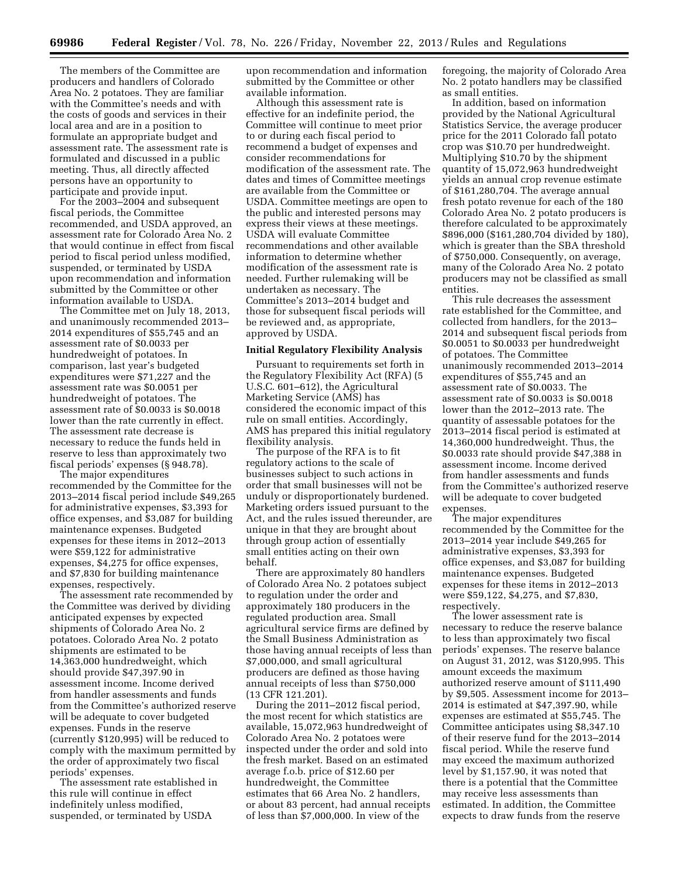The members of the Committee are producers and handlers of Colorado Area No. 2 potatoes. They are familiar with the Committee's needs and with the costs of goods and services in their local area and are in a position to formulate an appropriate budget and assessment rate. The assessment rate is formulated and discussed in a public meeting. Thus, all directly affected persons have an opportunity to participate and provide input.

For the 2003–2004 and subsequent fiscal periods, the Committee recommended, and USDA approved, an assessment rate for Colorado Area No. 2 that would continue in effect from fiscal period to fiscal period unless modified, suspended, or terminated by USDA upon recommendation and information submitted by the Committee or other information available to USDA.

The Committee met on July 18, 2013, and unanimously recommended 2013–2014 expenditures of $55,745 and an assessment rate of $0.0033 per hundredweight of potatoes. In comparison, last year's budgeted expenditures were $71,227 and the assessment rate was $0.0051 per hundredweight of potatoes. The assessment rate of $0.0033 is $0.0018 lower than the rate currently in effect. The assessment rate decrease is necessary to reduce the funds held in reserve to less than approximately two fiscal periods' expenses (§ 948.78).

The major expenditures recommended by the Committee for the 2013–2014 fiscal period include $49,265 for administrative expenses, $3,393 for office expenses, and $3,087 for building maintenance expenses. Budgeted expenses for these items in 2012–2013 were $59,122 for administrative expenses, $4,275 for office expenses, and $7,830 for building maintenance expenses, respectively.

The assessment rate recommended by the Committee was derived by dividing anticipated expenses by expected shipments of Colorado Area No. 2 potatoes. Colorado Area No. 2 potato shipments are estimated to be 14,363,000 hundredweight, which should provide $47,397.90 in assessment income. Income derived from handler assessments and funds from the Committee's authorized reserve will be adequate to cover budgeted expenses. Funds in the reserve (currently $120,995) will be reduced to comply with the maximum permitted by the order of approximately two fiscal periods' expenses.

The assessment rate established in this rule will continue in effect indefinitely unless modified, suspended, or terminated by USDA upon recommendation and information submitted by the Committee or other available information.

Although this assessment rate is effective for an indefinite period, the Committee will continue to meet prior to or during each fiscal period to recommend a budget of expenses and consider recommendations for modification of the assessment rate. The dates and times of Committee meetings are available from the Committee or USDA. Committee meetings are open to the public and interested persons may express their views at these meetings. USDA will evaluate Committee recommendations and other available information to determine whether modification of the assessment rate is needed. Further rulemaking will be undertaken as necessary. The Committee's 2013–2014 budget and those for subsequent fiscal periods will be reviewed and, as appropriate, approved by USDA.

## Initial Regulatory Flexibility Analysis

Pursuant to requirements set forth in the Regulatory Flexibility Act (RFA) (5 U.S.C. 601–612), the Agricultural Marketing Service (AMS) has considered the economic impact of this rule on small entities. Accordingly, AMS has prepared this initial regulatory flexibility analysis.

The purpose of the RFA is to fit regulatory actions to the scale of businesses subject to such actions in order that small businesses will not be unduly or disproportionately burdened. Marketing orders issued pursuant to the Act, and the rules issued thereunder, are unique in that they are brought about through group action of essentially small entities acting on their own behalf.

There are approximately 80 handlers of Colorado Area No. 2 potatoes subject to regulation under the order and approximately 180 producers in the regulated production area. Small agricultural service firms are defined by the Small Business Administration as those having annual receipts of less than $7,000,000, and small agricultural producers are defined as those having annual receipts of less than $750,000 (13 CFR 121.201).

During the 2011–2012 fiscal period, the most recent for which statistics are available, 15,072,963 hundredweight of Colorado Area No. 2 potatoes were inspected under the order and sold into the fresh market. Based on an estimated average f.o.b. price of $12.60 per hundredweight, the Committee estimates that 66 Area No. 2 handlers, or about 83 percent, had annual receipts of less than $7,000,000. In view of the foregoing, the majority of Colorado Area No. 2 potato handlers may be classified as small entities.

In addition, based on information provided by the National Agricultural Statistics Service, the average producer price for the 2011 Colorado fall potato crop was $10.70 per hundredweight. Multiplying $10.70 by the shipment quantity of 15,072,963 hundredweight yields an annual crop revenue estimate of $161,280,704. The average annual fresh potato revenue for each of the 180 Colorado Area No. 2 potato producers is therefore calculated to be approximately $896,000 ($161,280,704 divided by 180), which is greater than the SBA threshold of $750,000. Consequently, on average, many of the Colorado Area No. 2 potato producers may not be classified as small entities.

This rule decreases the assessment rate established for the Committee, and collected from handlers, for the 2013–2014 and subsequent fiscal periods from $0.0051 to $0.0033 per hundredweight of potatoes. The Committee unanimously recommended 2013–2014 expenditures of $55,745 and an assessment rate of $0.0033. The assessment rate of $0.0033 is $0.0018 lower than the 2012–2013 rate. The quantity of assessable potatoes for the 2013–2014 fiscal period is estimated at 14,360,000 hundredweight. Thus, the $0.0033 rate should provide $47,388 in assessment income. Income derived from handler assessments and funds from the Committee's authorized reserve will be adequate to cover budgeted expenses.

The major expenditures recommended by the Committee for the 2013–2014 year include $49,265 for administrative expenses, $3,393 for office expenses, and $3,087 for building maintenance expenses. Budgeted expenses for these items in 2012–2013 were $59,122, $4,275, and $7,830, respectively.

The lower assessment rate is necessary to reduce the reserve balance to less than approximately two fiscal periods' expenses. The reserve balance on August 31, 2012, was $120,995. This amount exceeds the maximum authorized reserve amount of $111,490 by $9,505. Assessment income for 2013–2014 is estimated at $47,397.90, while expenses are estimated at $55,745. The Committee anticipates using $8,347.10 of their reserve fund for the 2013–2014 fiscal period. While the reserve fund may exceed the maximum authorized level by $1,157.90, it was noted that there is a potential that the Committee may receive less assessments than estimated. In addition, the Committee expects to draw funds from the reserve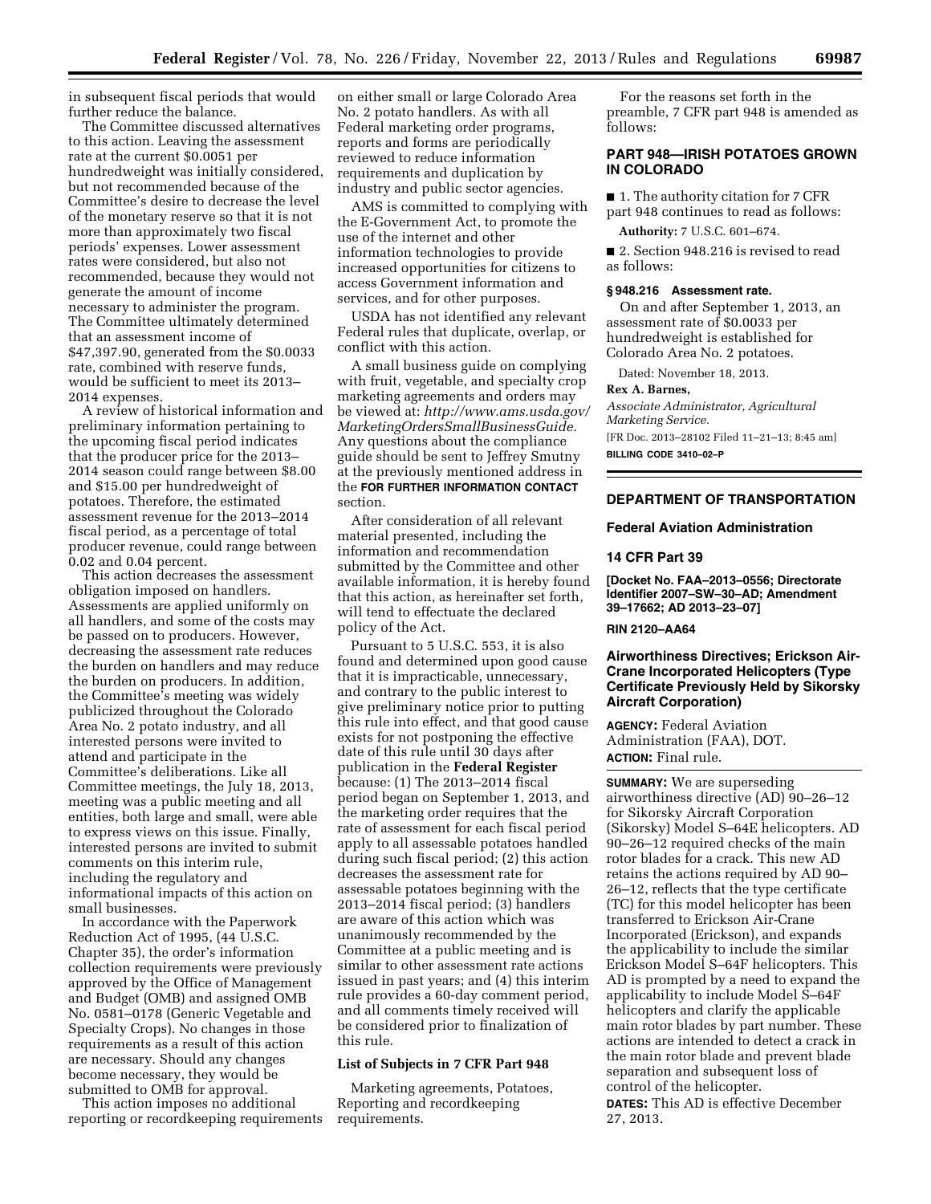in subsequent fiscal periods that would further reduce the balance.

The Committee discussed alternatives to this action. Leaving the assessment rate at the current $0.0051 per hundredweight was initially considered, but not recommended because of the Committee's desire to decrease the level of the monetary reserve so that it is not more than approximately two fiscal periods' expenses. Lower assessment rates were considered, but also not recommended, because they would not generate the amount of income necessary to administer the program. The Committee ultimately determined that an assessment income of $47,397.90, generated from the $0.0033 rate, combined with reserve funds, would be sufficient to meet its 2013–2014 expenses.

A review of historical information and preliminary information pertaining to the upcoming fiscal period indicates that the producer price for the 2013–2014 season could range between $8.00 and $15.00 per hundredweight of potatoes. Therefore, the estimated assessment revenue for the 2013–2014 fiscal period, as a percentage of total producer revenue, could range between 0.02 and 0.04 percent.

This action decreases the assessment obligation imposed on handlers. Assessments are applied uniformly on all handlers, and some of the costs may be passed on to producers. However, decreasing the assessment rate reduces the burden on handlers and may reduce the burden on producers. In addition, the Committee's meeting was widely publicized throughout the Colorado Area No. 2 potato industry, and all interested persons were invited to attend and participate in the Committee's deliberations. Like all Committee meetings, the July 18, 2013, meeting was a public meeting and all entities, both large and small, were able to express views on this issue. Finally, interested persons are invited to submit comments on this interim rule, including the regulatory and informational impacts of this action on small businesses.

In accordance with the Paperwork Reduction Act of 1995, (44 U.S.C. Chapter 35), the order's information collection requirements were previously approved by the Office of Management and Budget (OMB) and assigned OMB No. 0581–0178 (Generic Vegetable and Specialty Crops). No changes in those requirements as a result of this action are necessary. Should any changes become necessary, they would be submitted to OMB for approval.

This action imposes no additional reporting or recordkeeping requirements on either small or large Colorado Area No. 2 potato handlers. As with all Federal marketing order programs, reports and forms are periodically reviewed to reduce information requirements and duplication by industry and public sector agencies.

AMS is committed to complying with the E-Government Act, to promote the use of the internet and other information technologies to provide increased opportunities for citizens to access Government information and services, and for other purposes.

USDA has not identified any relevant Federal rules that duplicate, overlap, or conflict with this action.

A small business guide on complying with fruit, vegetable, and specialty crop marketing agreements and orders may be viewed at: *http://www.ams.usda.gov/MarketingOrdersSmallBusinessGuide.* Any questions about the compliance guide should be sent to Jeffrey Smutny at the previously mentioned address in the **FOR FURTHER INFORMATION CONTACT** section.

After consideration of all relevant material presented, including the information and recommendation submitted by the Committee and other available information, it is hereby found that this action, as hereinafter set forth, will tend to effectuate the declared policy of the Act.

Pursuant to 5 U.S.C. 553, it is also found and determined upon good cause that it is impracticable, unnecessary, and contrary to the public interest to give preliminary notice prior to putting this rule into effect, and that good cause exists for not postponing the effective date of this rule until 30 days after publication in the **Federal Register** because: (1) The 2013–2014 fiscal period began on September 1, 2013, and the marketing order requires that the rate of assessment for each fiscal period apply to all assessable potatoes handled during such fiscal period; (2) this action decreases the assessment rate for assessable potatoes beginning with the 2013–2014 fiscal period; (3) handlers are aware of this action which was unanimously recommended by the Committee at a public meeting and is similar to other assessment rate actions issued in past years; and (4) this interim rule provides a 60-day comment period, and all comments timely received will be considered prior to finalization of this rule.

### List of Subjects in 7 CFR Part 948

Marketing agreements, Potatoes, Reporting and recordkeeping requirements.

For the reasons set forth in the preamble, 7 CFR part 948 is amended as follows:

## PART 948—IRISH POTATOES GROWN IN COLORADO

■ 1. The authority citation for 7 CFR part 948 continues to read as follows:

**Authority:** 7 U.S.C. 601–674.

■ 2. Section 948.216 is revised to read as follows:

### § 948.216 Assessment rate.

On and after September 1, 2013, an assessment rate of $0.0033 per hundredweight is established for Colorado Area No. 2 potatoes.

Dated: November 18, 2013.

**Rex A. Barnes,**

*Associate Administrator, Agricultural Marketing Service.*

[FR Doc. 2013–28102 Filed 11–21–13; 8:45 am]

**BILLING CODE 3410–02–P**

---

## DEPARTMENT OF TRANSPORTATION

### Federal Aviation Administration

### 14 CFR Part 39

**[Docket No. FAA–2013–0556; Directorate Identifier 2007–SW–30–AD; Amendment 39–17662; AD 2013–23–07]**

**RIN 2120–AA64**

### Airworthiness Directives; Erickson Air-Crane Incorporated Helicopters (Type Certificate Previously Held by Sikorsky Aircraft Corporation)

**AGENCY:** Federal Aviation Administration (FAA), DOT.

**ACTION:** Final rule.

**SUMMARY:** We are superseding airworthiness directive (AD) 90–26–12 for Sikorsky Aircraft Corporation (Sikorsky) Model S–64E helicopters. AD 90–26–12 required checks of the main rotor blades for a crack. This new AD retains the actions required by AD 90–26–12, reflects that the type certificate (TC) for this model helicopter has been transferred to Erickson Air-Crane Incorporated (Erickson), and expands the applicability to include the similar Erickson Model S–64F helicopters. This AD is prompted by a need to expand the applicability to include Model S–64F helicopters and clarify the applicable main rotor blades by part number. These actions are intended to detect a crack in the main rotor blade and prevent blade separation and subsequent loss of control of the helicopter.

**DATES:** This AD is effective December 27, 2013.